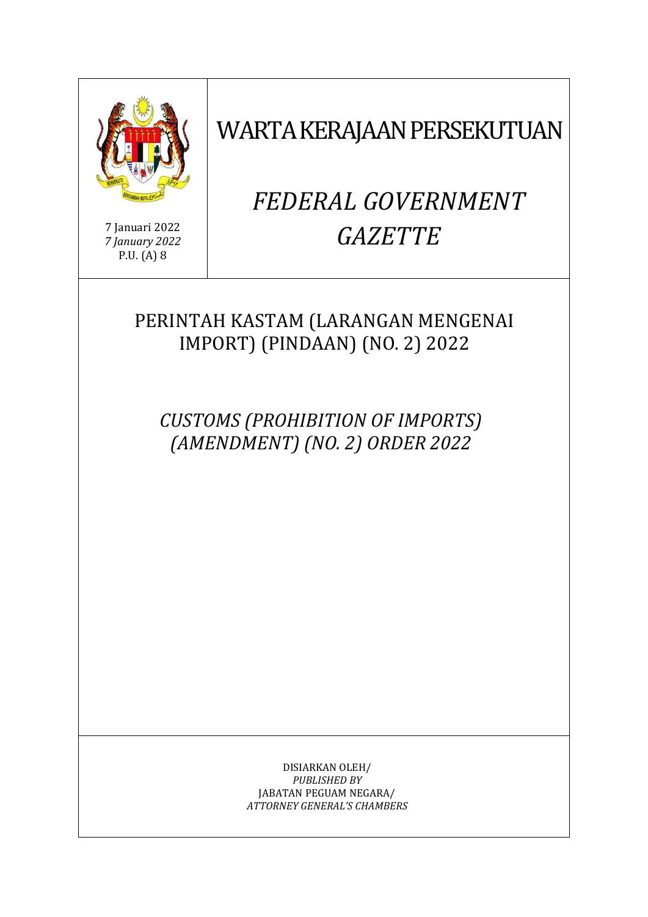7 Januari 2022
*7 January 2022*
P.U. (A) 8

# WARTA KERAJAAN PERSEKUTUAN

# *FEDERAL GOVERNMENT GAZETTE*

## PERINTAH KASTAM (LARANGAN MENGENAI IMPORT) (PINDAAN) (NO. 2) 2022

## *CUSTOMS (PROHIBITION OF IMPORTS) (AMENDMENT) (NO. 2) ORDER 2022*

DISIARKAN OLEH/
*PUBLISHED BY*
JABATAN PEGUAM NEGARA/
*ATTORNEY GENERAL'S CHAMBERS*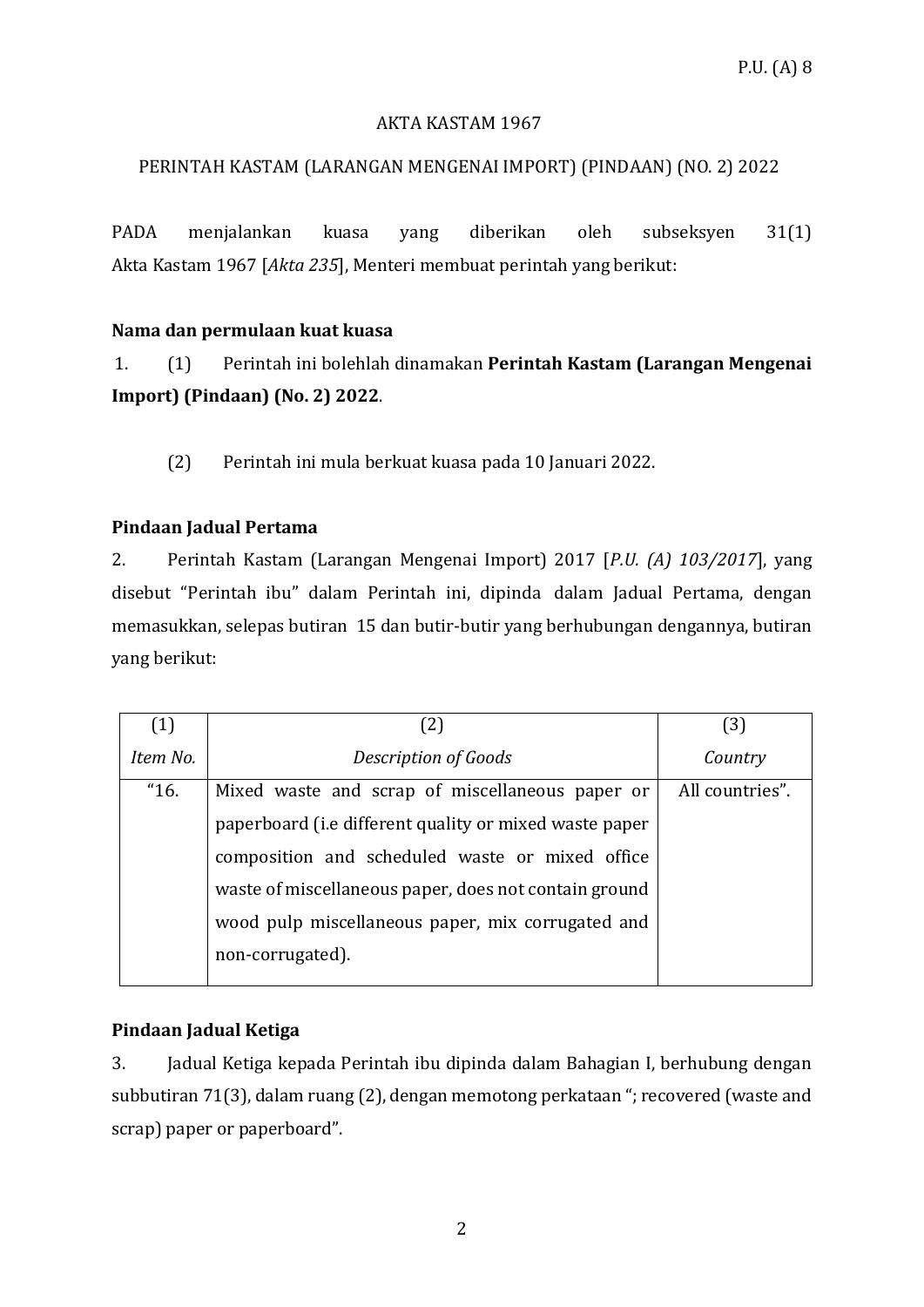AKTA KASTAM 1967

PERINTAH KASTAM (LARANGAN MENGENAI IMPORT) (PINDAAN) (NO. 2) 2022

PADA menjalankan kuasa yang diberikan oleh subseksyen 31(1) Akta Kastam 1967 [*Akta 235*], Menteri membuat perintah yang berikut:

**Nama dan permulaan kuat kuasa**

1. (1) Perintah ini bolehlah dinamakan **Perintah Kastam (Larangan Mengenai Import) (Pindaan) (No. 2) 2022**.

(2) Perintah ini mula berkuat kuasa pada 10 Januari 2022.

**Pindaan Jadual Pertama**

2. Perintah Kastam (Larangan Mengenai Import) 2017 [*P.U. (A) 103/2017*], yang disebut "Perintah ibu" dalam Perintah ini, dipinda dalam Jadual Pertama, dengan memasukkan, selepas butiran 15 dan butir-butir yang berhubungan dengannya, butiran yang berikut:

| (1) | (2) | (3) |
|---|---|---|
| *Item No.* | *Description of Goods* | *Country* |
| "16. | Mixed waste and scrap of miscellaneous paper or paperboard (i.e different quality or mixed waste paper composition and scheduled waste or mixed office waste of miscellaneous paper, does not contain ground wood pulp miscellaneous paper, mix corrugated and non-corrugated). | All countries". |

**Pindaan Jadual Ketiga**

3. Jadual Ketiga kepada Perintah ibu dipinda dalam Bahagian I, berhubung dengan subbutiran 71(3), dalam ruang (2), dengan memotong perkataan "; recovered (waste and scrap) paper or paperboard".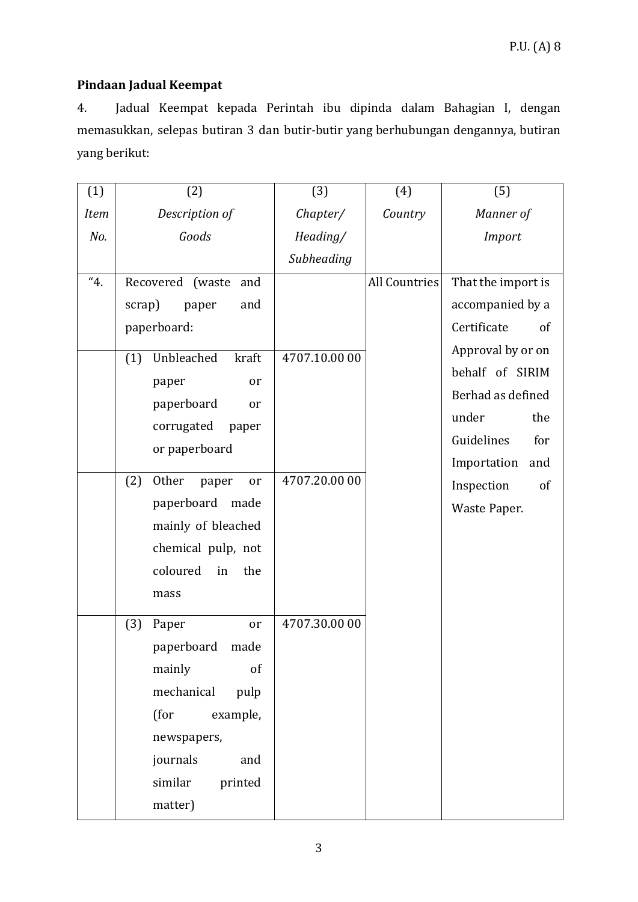### Pindaan Jadual Keempat

4. Jadual Keempat kepada Perintah ibu dipinda dalam Bahagian I, dengan memasukkan, selepas butiran 3 dan butir-butir yang berhubungan dengannya, butiran yang berikut:

| (1) *Item No.* | (2) *Description of Goods* | (3) *Chapter/ Heading/ Subheading* | (4) *Country* | (5) *Manner of Import* |
|---|---|---|---|---|
| "4. | Recovered (waste and scrap) paper and paperboard: | | All Countries | That the import is accompanied by a Certificate of Approval by or on behalf of SIRIM Berhad as defined under the Guidelines for Importation and Inspection of Waste Paper. |
| | (1) Unbleached kraft paper or paperboard or corrugated paper or paperboard | 4707.10.00 00 | | |
| | (2) Other paper or paperboard made mainly of bleached chemical pulp, not coloured in the mass | 4707.20.00 00 | | |
| | (3) Paper or paperboard made mainly of mechanical pulp (for example, newspapers, journals and similar printed matter) | 4707.30.00 00 | | |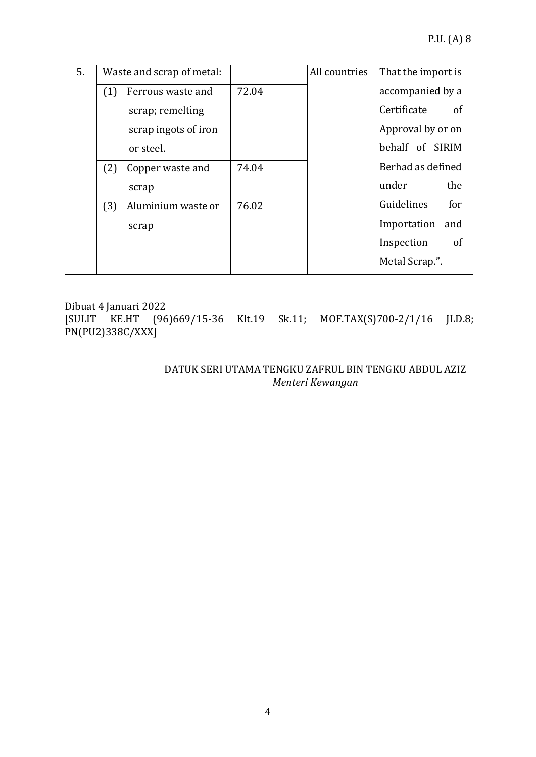| | | | | |
|---|---|---|---|---|
| 5. | Waste and scrap of metal: | | All countries | That the import is accompanied by a Certificate of Approval by or on behalf of SIRIM Berhad as defined under the Guidelines for Importation and Inspection of Metal Scrap.”. |
| | (1) Ferrous waste and scrap; remelting scrap ingots of iron or steel. | 72.04 | | |
| | (2) Copper waste and scrap | 74.04 | | |
| | (3) Aluminium waste or scrap | 76.02 | | |

Dibuat 4 Januari 2022
[SULIT KE.HT (96)669/15-36 Klt.19 Sk.11; MOF.TAX(S)700-2/1/16 JLD.8; PN(PU2)338C/XXX]

DATUK SERI UTAMA TENGKU ZAFRUL BIN TENGKU ABDUL AZIZ
*Menteri Kewangan*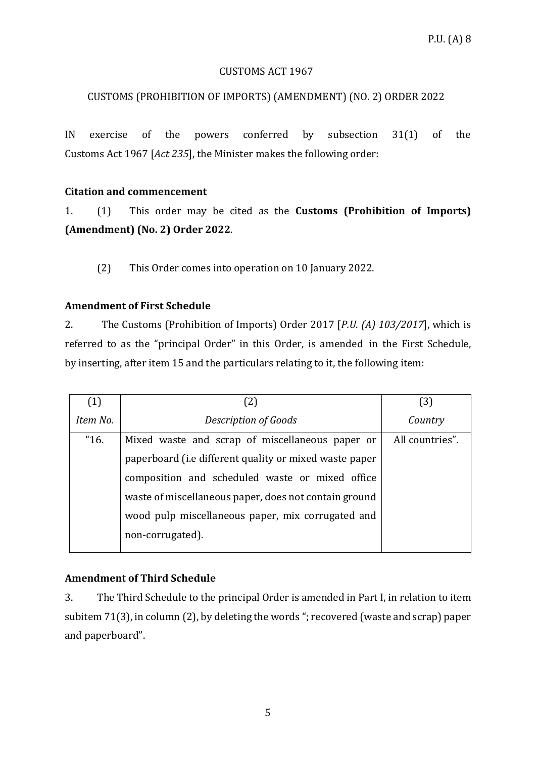P.U. (A) 8

CUSTOMS ACT 1967

CUSTOMS (PROHIBITION OF IMPORTS) (AMENDMENT) (NO. 2) ORDER 2022

IN exercise of the powers conferred by subsection 31(1) of the Customs Act 1967 [*Act 235*], the Minister makes the following order:

**Citation and commencement**

1. (1) This order may be cited as the **Customs (Prohibition of Imports) (Amendment) (No. 2) Order 2022**.

(2) This Order comes into operation on 10 January 2022.

**Amendment of First Schedule**

2. The Customs (Prohibition of Imports) Order 2017 [*P.U. (A) 103/2017*], which is referred to as the "principal Order" in this Order, is amended in the First Schedule, by inserting, after item 15 and the particulars relating to it, the following item:

| (1) *Item No.* | (2) *Description of Goods* | (3) *Country* |
|---|---|---|
| "16. | Mixed waste and scrap of miscellaneous paper or paperboard (i.e different quality or mixed waste paper composition and scheduled waste or mixed office waste of miscellaneous paper, does not contain ground wood pulp miscellaneous paper, mix corrugated and non-corrugated). | All countries". |

**Amendment of Third Schedule**

3. The Third Schedule to the principal Order is amended in Part I, in relation to item subitem 71(3), in column (2), by deleting the words "; recovered (waste and scrap) paper and paperboard".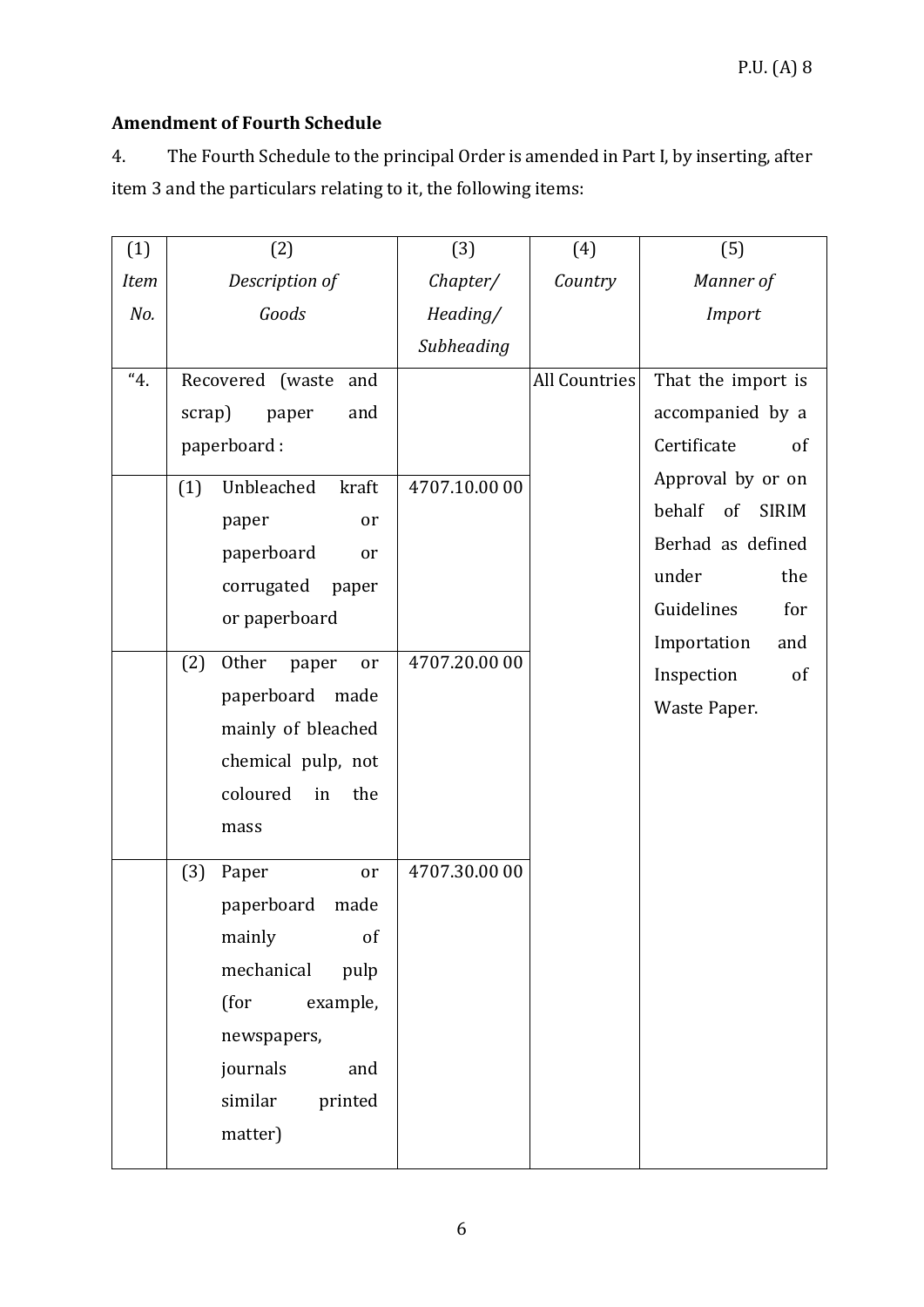**Amendment of Fourth Schedule**

4. The Fourth Schedule to the principal Order is amended in Part I, by inserting, after item 3 and the particulars relating to it, the following items:

| (1) *Item No.* | (2) *Description of Goods* | (3) *Chapter/ Heading/ Subheading* | (4) *Country* | (5) *Manner of Import* |
|---|---|---|---|---|
| "4. | Recovered (waste and scrap) paper and paperboard : | | All Countries | That the import is accompanied by a Certificate of Approval by or on behalf of SIRIM Berhad as defined under the Guidelines for Importation and Inspection of Waste Paper. |
| | (1) Unbleached kraft paper or paperboard or corrugated paper or paperboard | 4707.10.00 00 | | |
| | (2) Other paper or paperboard made mainly of bleached chemical pulp, not coloured in the mass | 4707.20.00 00 | | |
| | (3) Paper or paperboard made mainly of mechanical pulp (for example, newspapers, journals and similar printed matter) | 4707.30.00 00 | | |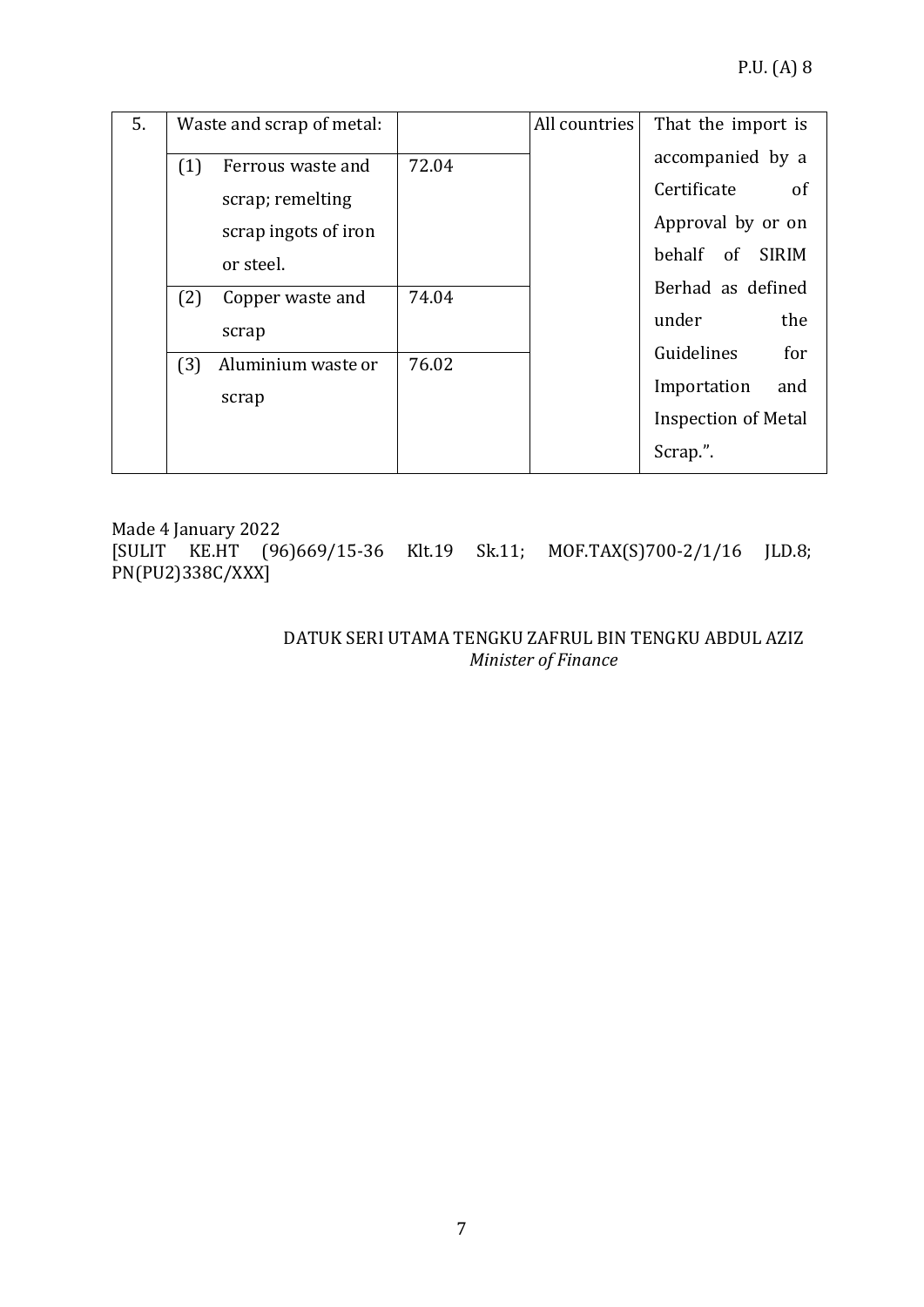| | | | | |
|---|---|---|---|---|
| 5. | Waste and scrap of metal: | | All countries | That the import is accompanied by a Certificate of Approval by or on behalf of SIRIM Berhad as defined under the Guidelines for Importation and Inspection of Metal Scrap.”. |
| | (1) Ferrous waste and scrap; remelting scrap ingots of iron or steel. | 72.04 | | |
| | (2) Copper waste and scrap | 74.04 | | |
| | (3) Aluminium waste or scrap | 76.02 | | |

Made 4 January 2022
[SULIT KE.HT (96)669/15-36 Klt.19 Sk.11; MOF.TAX(S)700-2/1/16 JLD.8; PN(PU2)338C/XXX]

DATUK SERI UTAMA TENGKU ZAFRUL BIN TENGKU ABDUL AZIZ
*Minister of Finance*